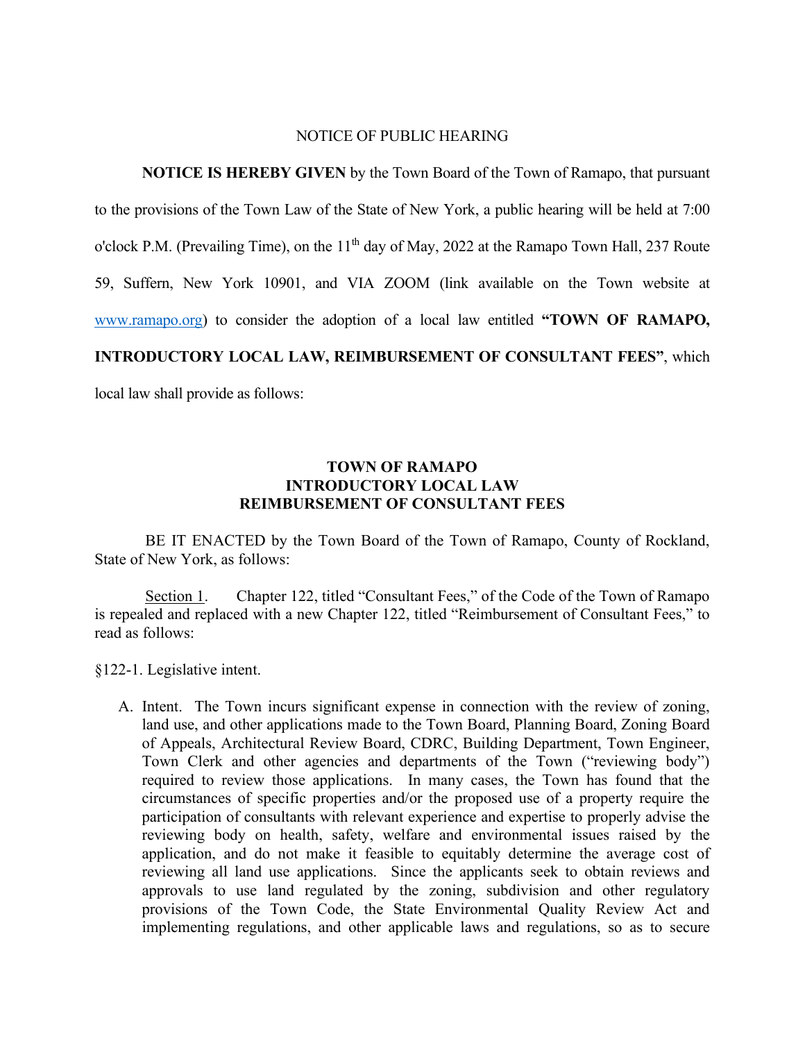NOTICE OF PUBLIC HEARING

**NOTICE IS HEREBY GIVEN** by the Town Board of the Town of Ramapo, that pursuant to the provisions of the Town Law of the State of New York, a public hearing will be held at 7:00 o'clock P.M. (Prevailing Time), on the 11th day of May, 2022 at the Ramapo Town Hall, 237 Route 59, Suffern, New York 10901, and VIA ZOOM (link available on the Town website at [www.ramapo.org](http://www.ramapo.org)) to consider the adoption of a local law entitled **"TOWN OF RAMAPO, INTRODUCTORY LOCAL LAW, REIMBURSEMENT OF CONSULTANT FEES"**, which local law shall provide as follows:

**TOWN OF RAMAPO**
**INTRODUCTORY LOCAL LAW**
**REIMBURSEMENT OF CONSULTANT FEES**

BE IT ENACTED by the Town Board of the Town of Ramapo, County of Rockland, State of New York, as follows:

<u>Section 1</u>. Chapter 122, titled "Consultant Fees," of the Code of the Town of Ramapo is repealed and replaced with a new Chapter 122, titled "Reimbursement of Consultant Fees," to read as follows:

§122-1. Legislative intent.

A. Intent. The Town incurs significant expense in connection with the review of zoning, land use, and other applications made to the Town Board, Planning Board, Zoning Board of Appeals, Architectural Review Board, CDRC, Building Department, Town Engineer, Town Clerk and other agencies and departments of the Town ("reviewing body") required to review those applications. In many cases, the Town has found that the circumstances of specific properties and/or the proposed use of a property require the participation of consultants with relevant experience and expertise to properly advise the reviewing body on health, safety, welfare and environmental issues raised by the application, and do not make it feasible to equitably determine the average cost of reviewing all land use applications. Since the applicants seek to obtain reviews and approvals to use land regulated by the zoning, subdivision and other regulatory provisions of the Town Code, the State Environmental Quality Review Act and implementing regulations, and other applicable laws and regulations, so as to secure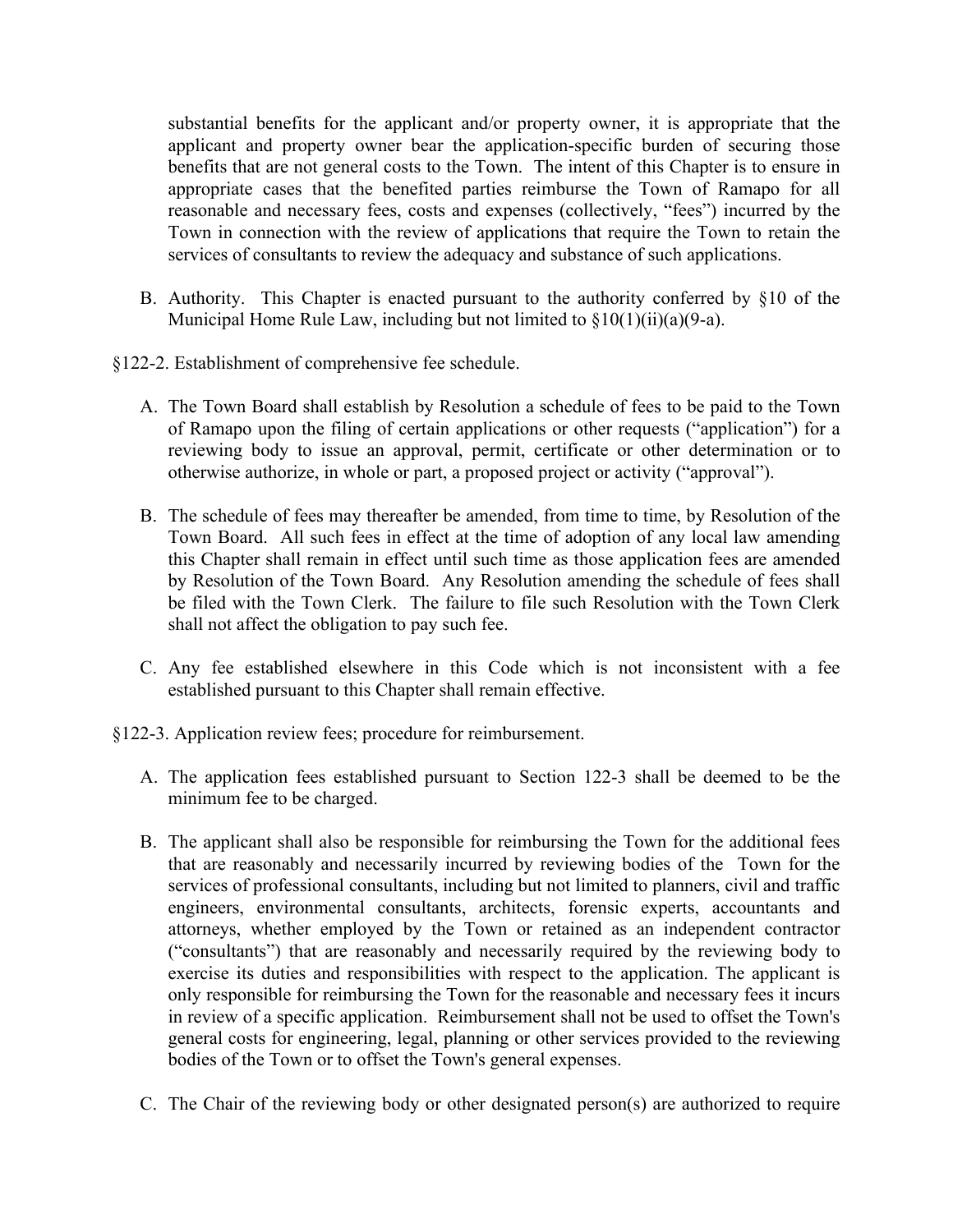substantial benefits for the applicant and/or property owner, it is appropriate that the applicant and property owner bear the application-specific burden of securing those benefits that are not general costs to the Town. The intent of this Chapter is to ensure in appropriate cases that the benefited parties reimburse the Town of Ramapo for all reasonable and necessary fees, costs and expenses (collectively, "fees") incurred by the Town in connection with the review of applications that require the Town to retain the services of consultants to review the adequacy and substance of such applications.

B. Authority. This Chapter is enacted pursuant to the authority conferred by §10 of the Municipal Home Rule Law, including but not limited to §10(1)(ii)(a)(9-a).

§122-2. Establishment of comprehensive fee schedule.

A. The Town Board shall establish by Resolution a schedule of fees to be paid to the Town of Ramapo upon the filing of certain applications or other requests ("application") for a reviewing body to issue an approval, permit, certificate or other determination or to otherwise authorize, in whole or part, a proposed project or activity ("approval").

B. The schedule of fees may thereafter be amended, from time to time, by Resolution of the Town Board. All such fees in effect at the time of adoption of any local law amending this Chapter shall remain in effect until such time as those application fees are amended by Resolution of the Town Board. Any Resolution amending the schedule of fees shall be filed with the Town Clerk. The failure to file such Resolution with the Town Clerk shall not affect the obligation to pay such fee.

C. Any fee established elsewhere in this Code which is not inconsistent with a fee established pursuant to this Chapter shall remain effective.

§122-3. Application review fees; procedure for reimbursement.

A. The application fees established pursuant to Section 122-3 shall be deemed to be the minimum fee to be charged.

B. The applicant shall also be responsible for reimbursing the Town for the additional fees that are reasonably and necessarily incurred by reviewing bodies of the Town for the services of professional consultants, including but not limited to planners, civil and traffic engineers, environmental consultants, architects, forensic experts, accountants and attorneys, whether employed by the Town or retained as an independent contractor ("consultants") that are reasonably and necessarily required by the reviewing body to exercise its duties and responsibilities with respect to the application. The applicant is only responsible for reimbursing the Town for the reasonable and necessary fees it incurs in review of a specific application. Reimbursement shall not be used to offset the Town's general costs for engineering, legal, planning or other services provided to the reviewing bodies of the Town or to offset the Town's general expenses.

C. The Chair of the reviewing body or other designated person(s) are authorized to require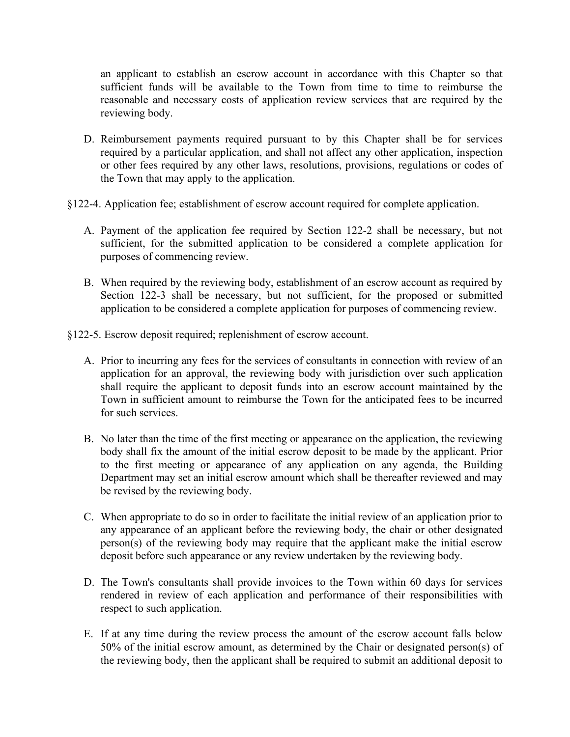an applicant to establish an escrow account in accordance with this Chapter so that sufficient funds will be available to the Town from time to time to reimburse the reasonable and necessary costs of application review services that are required by the reviewing body.

D. Reimbursement payments required pursuant to by this Chapter shall be for services required by a particular application, and shall not affect any other application, inspection or other fees required by any other laws, resolutions, provisions, regulations or codes of the Town that may apply to the application.

§122-4. Application fee; establishment of escrow account required for complete application.

A. Payment of the application fee required by Section 122-2 shall be necessary, but not sufficient, for the submitted application to be considered a complete application for purposes of commencing review.

B. When required by the reviewing body, establishment of an escrow account as required by Section 122-3 shall be necessary, but not sufficient, for the proposed or submitted application to be considered a complete application for purposes of commencing review.

§122-5. Escrow deposit required; replenishment of escrow account.

A. Prior to incurring any fees for the services of consultants in connection with review of an application for an approval, the reviewing body with jurisdiction over such application shall require the applicant to deposit funds into an escrow account maintained by the Town in sufficient amount to reimburse the Town for the anticipated fees to be incurred for such services.

B. No later than the time of the first meeting or appearance on the application, the reviewing body shall fix the amount of the initial escrow deposit to be made by the applicant. Prior to the first meeting or appearance of any application on any agenda, the Building Department may set an initial escrow amount which shall be thereafter reviewed and may be revised by the reviewing body.

C. When appropriate to do so in order to facilitate the initial review of an application prior to any appearance of an applicant before the reviewing body, the chair or other designated person(s) of the reviewing body may require that the applicant make the initial escrow deposit before such appearance or any review undertaken by the reviewing body.

D. The Town's consultants shall provide invoices to the Town within 60 days for services rendered in review of each application and performance of their responsibilities with respect to such application.

E. If at any time during the review process the amount of the escrow account falls below 50% of the initial escrow amount, as determined by the Chair or designated person(s) of the reviewing body, then the applicant shall be required to submit an additional deposit to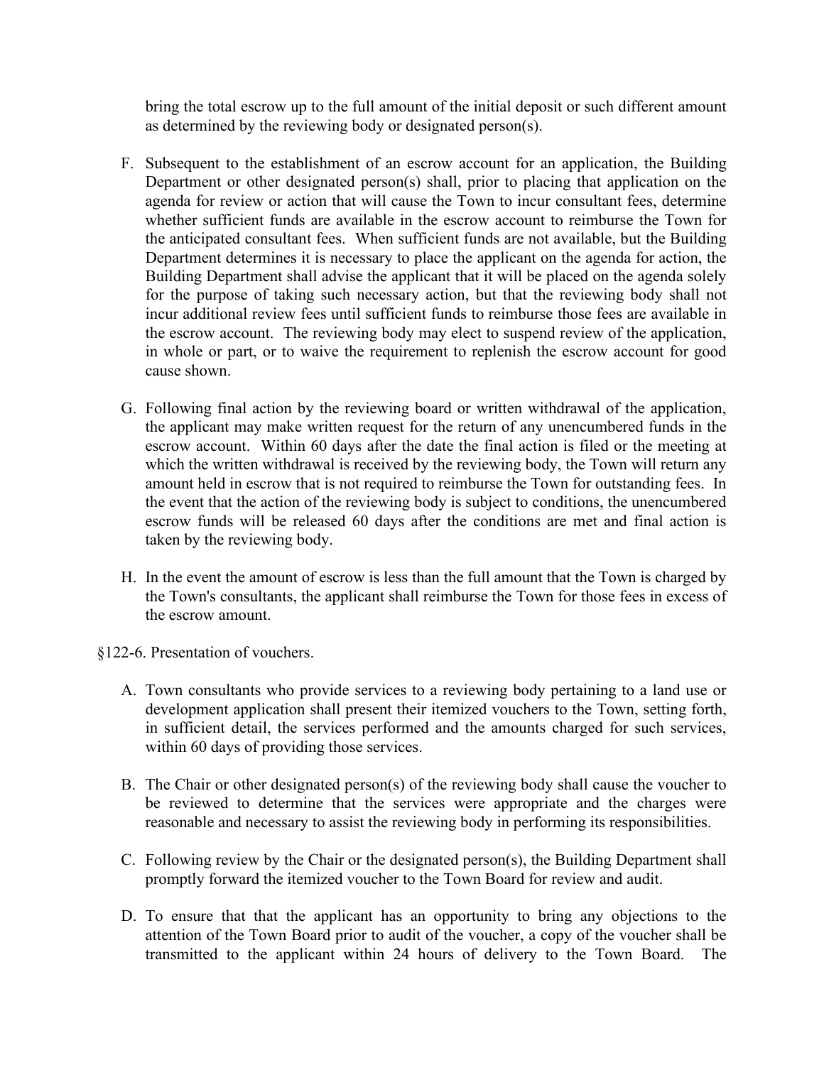bring the total escrow up to the full amount of the initial deposit or such different amount as determined by the reviewing body or designated person(s).

F. Subsequent to the establishment of an escrow account for an application, the Building Department or other designated person(s) shall, prior to placing that application on the agenda for review or action that will cause the Town to incur consultant fees, determine whether sufficient funds are available in the escrow account to reimburse the Town for the anticipated consultant fees. When sufficient funds are not available, but the Building Department determines it is necessary to place the applicant on the agenda for action, the Building Department shall advise the applicant that it will be placed on the agenda solely for the purpose of taking such necessary action, but that the reviewing body shall not incur additional review fees until sufficient funds to reimburse those fees are available in the escrow account. The reviewing body may elect to suspend review of the application, in whole or part, or to waive the requirement to replenish the escrow account for good cause shown.

G. Following final action by the reviewing board or written withdrawal of the application, the applicant may make written request for the return of any unencumbered funds in the escrow account. Within 60 days after the date the final action is filed or the meeting at which the written withdrawal is received by the reviewing body, the Town will return any amount held in escrow that is not required to reimburse the Town for outstanding fees. In the event that the action of the reviewing body is subject to conditions, the unencumbered escrow funds will be released 60 days after the conditions are met and final action is taken by the reviewing body.

H. In the event the amount of escrow is less than the full amount that the Town is charged by the Town's consultants, the applicant shall reimburse the Town for those fees in excess of the escrow amount.

§122-6. Presentation of vouchers.

A. Town consultants who provide services to a reviewing body pertaining to a land use or development application shall present their itemized vouchers to the Town, setting forth, in sufficient detail, the services performed and the amounts charged for such services, within 60 days of providing those services.

B. The Chair or other designated person(s) of the reviewing body shall cause the voucher to be reviewed to determine that the services were appropriate and the charges were reasonable and necessary to assist the reviewing body in performing its responsibilities.

C. Following review by the Chair or the designated person(s), the Building Department shall promptly forward the itemized voucher to the Town Board for review and audit.

D. To ensure that that the applicant has an opportunity to bring any objections to the attention of the Town Board prior to audit of the voucher, a copy of the voucher shall be transmitted to the applicant within 24 hours of delivery to the Town Board. The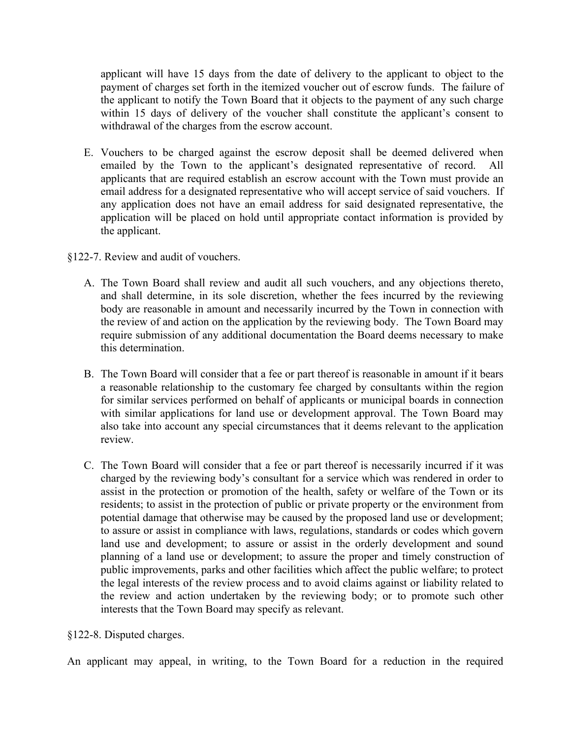applicant will have 15 days from the date of delivery to the applicant to object to the payment of charges set forth in the itemized voucher out of escrow funds. The failure of the applicant to notify the Town Board that it objects to the payment of any such charge within 15 days of delivery of the voucher shall constitute the applicant's consent to withdrawal of the charges from the escrow account.

E. Vouchers to be charged against the escrow deposit shall be deemed delivered when emailed by the Town to the applicant's designated representative of record. All applicants that are required establish an escrow account with the Town must provide an email address for a designated representative who will accept service of said vouchers. If any application does not have an email address for said designated representative, the application will be placed on hold until appropriate contact information is provided by the applicant.

§122-7. Review and audit of vouchers.

A. The Town Board shall review and audit all such vouchers, and any objections thereto, and shall determine, in its sole discretion, whether the fees incurred by the reviewing body are reasonable in amount and necessarily incurred by the Town in connection with the review of and action on the application by the reviewing body. The Town Board may require submission of any additional documentation the Board deems necessary to make this determination.

B. The Town Board will consider that a fee or part thereof is reasonable in amount if it bears a reasonable relationship to the customary fee charged by consultants within the region for similar services performed on behalf of applicants or municipal boards in connection with similar applications for land use or development approval. The Town Board may also take into account any special circumstances that it deems relevant to the application review.

C. The Town Board will consider that a fee or part thereof is necessarily incurred if it was charged by the reviewing body's consultant for a service which was rendered in order to assist in the protection or promotion of the health, safety or welfare of the Town or its residents; to assist in the protection of public or private property or the environment from potential damage that otherwise may be caused by the proposed land use or development; to assure or assist in compliance with laws, regulations, standards or codes which govern land use and development; to assure or assist in the orderly development and sound planning of a land use or development; to assure the proper and timely construction of public improvements, parks and other facilities which affect the public welfare; to protect the legal interests of the review process and to avoid claims against or liability related to the review and action undertaken by the reviewing body; or to promote such other interests that the Town Board may specify as relevant.

§122-8. Disputed charges.

An applicant may appeal, in writing, to the Town Board for a reduction in the required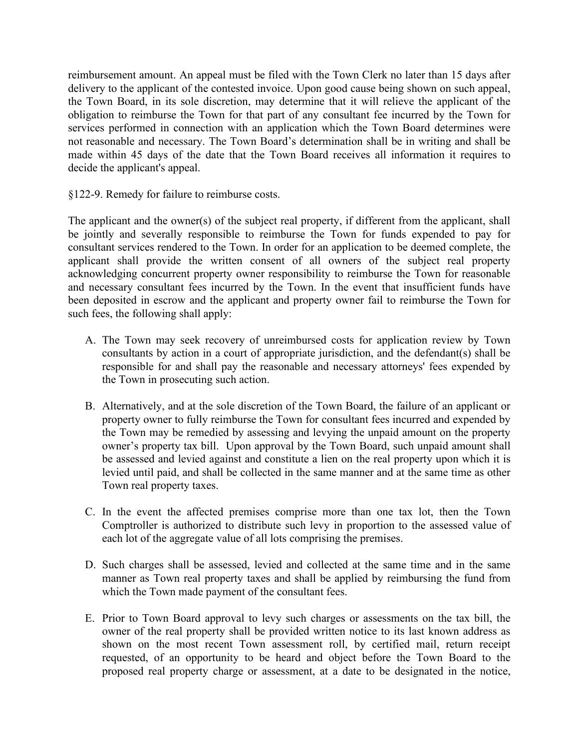reimbursement amount. An appeal must be filed with the Town Clerk no later than 15 days after delivery to the applicant of the contested invoice. Upon good cause being shown on such appeal, the Town Board, in its sole discretion, may determine that it will relieve the applicant of the obligation to reimburse the Town for that part of any consultant fee incurred by the Town for services performed in connection with an application which the Town Board determines were not reasonable and necessary. The Town Board's determination shall be in writing and shall be made within 45 days of the date that the Town Board receives all information it requires to decide the applicant's appeal.

§122-9. Remedy for failure to reimburse costs.

The applicant and the owner(s) of the subject real property, if different from the applicant, shall be jointly and severally responsible to reimburse the Town for funds expended to pay for consultant services rendered to the Town. In order for an application to be deemed complete, the applicant shall provide the written consent of all owners of the subject real property acknowledging concurrent property owner responsibility to reimburse the Town for reasonable and necessary consultant fees incurred by the Town. In the event that insufficient funds have been deposited in escrow and the applicant and property owner fail to reimburse the Town for such fees, the following shall apply:

A. The Town may seek recovery of unreimbursed costs for application review by Town consultants by action in a court of appropriate jurisdiction, and the defendant(s) shall be responsible for and shall pay the reasonable and necessary attorneys' fees expended by the Town in prosecuting such action.

B. Alternatively, and at the sole discretion of the Town Board, the failure of an applicant or property owner to fully reimburse the Town for consultant fees incurred and expended by the Town may be remedied by assessing and levying the unpaid amount on the property owner's property tax bill. Upon approval by the Town Board, such unpaid amount shall be assessed and levied against and constitute a lien on the real property upon which it is levied until paid, and shall be collected in the same manner and at the same time as other Town real property taxes.

C. In the event the affected premises comprise more than one tax lot, then the Town Comptroller is authorized to distribute such levy in proportion to the assessed value of each lot of the aggregate value of all lots comprising the premises.

D. Such charges shall be assessed, levied and collected at the same time and in the same manner as Town real property taxes and shall be applied by reimbursing the fund from which the Town made payment of the consultant fees.

E. Prior to Town Board approval to levy such charges or assessments on the tax bill, the owner of the real property shall be provided written notice to its last known address as shown on the most recent Town assessment roll, by certified mail, return receipt requested, of an opportunity to be heard and object before the Town Board to the proposed real property charge or assessment, at a date to be designated in the notice,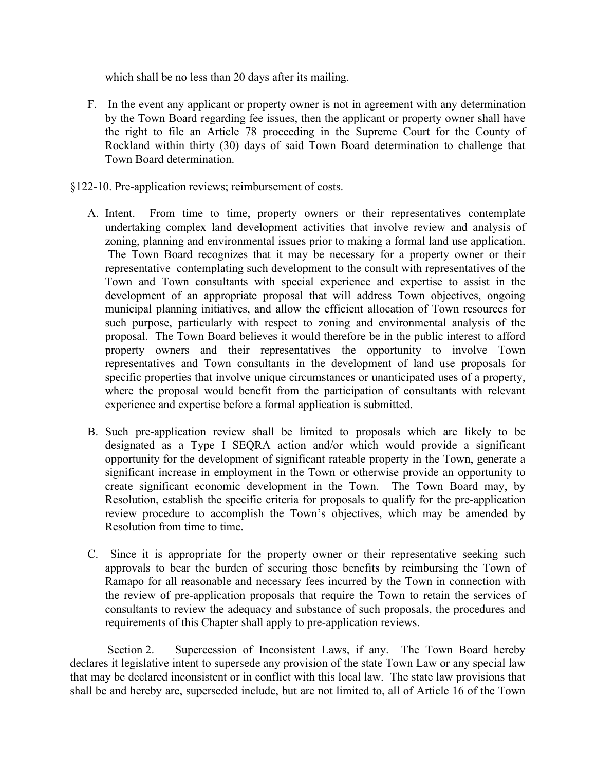which shall be no less than 20 days after its mailing.

F. In the event any applicant or property owner is not in agreement with any determination by the Town Board regarding fee issues, then the applicant or property owner shall have the right to file an Article 78 proceeding in the Supreme Court for the County of Rockland within thirty (30) days of said Town Board determination to challenge that Town Board determination.

§122-10. Pre-application reviews; reimbursement of costs.

A. Intent. From time to time, property owners or their representatives contemplate undertaking complex land development activities that involve review and analysis of zoning, planning and environmental issues prior to making a formal land use application. The Town Board recognizes that it may be necessary for a property owner or their representative contemplating such development to the consult with representatives of the Town and Town consultants with special experience and expertise to assist in the development of an appropriate proposal that will address Town objectives, ongoing municipal planning initiatives, and allow the efficient allocation of Town resources for such purpose, particularly with respect to zoning and environmental analysis of the proposal. The Town Board believes it would therefore be in the public interest to afford property owners and their representatives the opportunity to involve Town representatives and Town consultants in the development of land use proposals for specific properties that involve unique circumstances or unanticipated uses of a property, where the proposal would benefit from the participation of consultants with relevant experience and expertise before a formal application is submitted.

B. Such pre-application review shall be limited to proposals which are likely to be designated as a Type I SEQRA action and/or which would provide a significant opportunity for the development of significant rateable property in the Town, generate a significant increase in employment in the Town or otherwise provide an opportunity to create significant economic development in the Town. The Town Board may, by Resolution, establish the specific criteria for proposals to qualify for the pre-application review procedure to accomplish the Town's objectives, which may be amended by Resolution from time to time.

C. Since it is appropriate for the property owner or their representative seeking such approvals to bear the burden of securing those benefits by reimbursing the Town of Ramapo for all reasonable and necessary fees incurred by the Town in connection with the review of pre-application proposals that require the Town to retain the services of consultants to review the adequacy and substance of such proposals, the procedures and requirements of this Chapter shall apply to pre-application reviews.

Section 2. Supercession of Inconsistent Laws, if any. The Town Board hereby declares it legislative intent to supersede any provision of the state Town Law or any special law that may be declared inconsistent or in conflict with this local law. The state law provisions that shall be and hereby are, superseded include, but are not limited to, all of Article 16 of the Town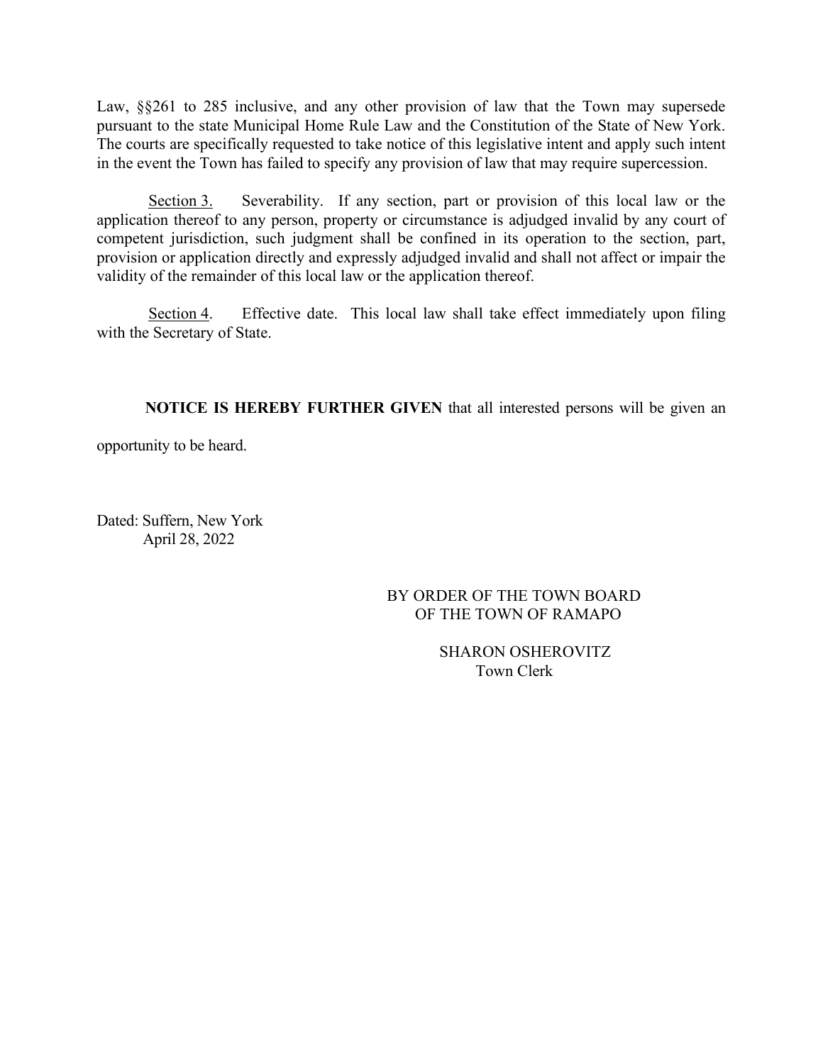Law, §§261 to 285 inclusive, and any other provision of law that the Town may supersede pursuant to the state Municipal Home Rule Law and the Constitution of the State of New York. The courts are specifically requested to take notice of this legislative intent and apply such intent in the event the Town has failed to specify any provision of law that may require supercession.

<u>Section 3.</u> Severability. If any section, part or provision of this local law or the application thereof to any person, property or circumstance is adjudged invalid by any court of competent jurisdiction, such judgment shall be confined in its operation to the section, part, provision or application directly and expressly adjudged invalid and shall not affect or impair the validity of the remainder of this local law or the application thereof.

<u>Section 4</u>. Effective date. This local law shall take effect immediately upon filing with the Secretary of State.

**NOTICE IS HEREBY FURTHER GIVEN** that all interested persons will be given an opportunity to be heard.

Dated: Suffern, New York
April 28, 2022

BY ORDER OF THE TOWN BOARD
OF THE TOWN OF RAMAPO

SHARON OSHEROVITZ
Town Clerk